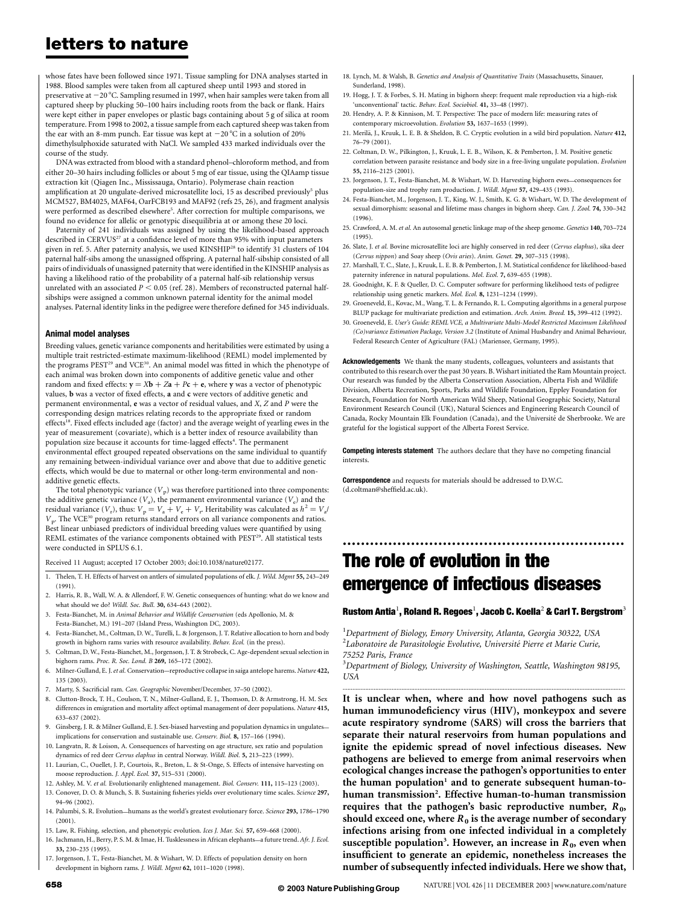whose fates have been followed since 1971. Tissue sampling for DNA analyses started in 1988. Blood samples were taken from all captured sheep until 1993 and stored in preservative at −20 °C. Sampling resumed in 1997, when hair samples were taken from all captured sheep by plucking 50–100 hairs including roots from the back or flank. Hairs were kept either in paper envelopes or plastic bags containing about 5 g of silica at room temperature. From 1998 to 2002, a tissue sample from each captured sheep was taken from the ear with an 8-mm punch. Ear tissue was kept at −20 °C in a solution of 20% dimethylsulphoxide saturated with NaCl. We sampled 433 marked individuals over the course of the study.

DNA was extracted from blood with a standard phenol–chloroform method, and from either 20–30 hairs including follicles or about 5 mg of ear tissue, using the QIAamp tissue extraction kit (Qiagen Inc., Mississauga, Ontario). Polymerase chain reaction amplification at 20 ungulate-derived microsatellite loci, 15 as described previously[5] plus MCM527, BM4025, MAF64, OarFCB193 and MAF92 (refs 25, 26), and fragment analysis were performed as described elsewhere[5]. After correction for multiple comparisons, we found no evidence for allelic or genotypic disequilibria at or among these 20 loci.

Paternity of 241 individuals was assigned by using the likelihood-based approach described in CERVUS[27] at a confidence level of more than 95% with input parameters given in ref. 5. After paternity analysis, we used KINSHIP[28] to identify 31 clusters of 104 paternal half-sibs among the unassigned offspring. A paternal half-sibship consisted of all pairs of individuals of unassigned paternity that were identified in the KINSHIP analysis as having a likelihood ratio of the probability of a paternal half-sib relationship versus unrelated with an associated $P < 0.05$ (ref. 28). Members of reconstructed paternal half-sibships were assigned a common unknown paternal identity for the animal model analyses. Paternal identity links in the pedigree were therefore defined for 345 individuals.

#### Animal model analyses

Breeding values, genetic variance components and heritabilities were estimated by using a multiple trait restricted-estimate maximum-likelihood (REML) model implemented by the programs PEST[29] and VCE[30]. An animal model was fitted in which the phenotype of each animal was broken down into components of additive genetic value and other random and fixed effects: $\mathbf{y} = X\mathbf{b} + Z\mathbf{a} + P\mathbf{c} + \mathbf{e}$, where $\mathbf{y}$ was a vector of phenotypic values, $\mathbf{b}$ was a vector of fixed effects, $\mathbf{a}$ and $\mathbf{c}$ were vectors of additive genetic and permanent environmental, $\mathbf{e}$ was a vector of residual values, and $X$, $Z$ and $P$ were the corresponding design matrices relating records to the appropriate fixed or random effects[18]. Fixed effects included age (factor) and the average weight of yearling ewes in the year of measurement (covariate), which is a better index of resource availability than population size because it accounts for time-lagged effects[4]. The permanent environmental effect grouped repeated observations on the same individual to quantify any remaining between-individual variance over and above that due to additive genetic effects, which would be due to maternal or other long-term environmental and non-additive genetic effects.

The total phenotypic variance ($V_p$) was therefore partitioned into three components: the additive genetic variance ($V_a$), the permanent environmental variance ($V_e$) and the residual variance ($V_r$), thus: $V_p = V_a + V_e + V_r$. Heritability was calculated as $h^2 = V_a/V_p$. The VCE[30] program returns standard errors on all variance components and ratios. Best linear unbiased predictors of individual breeding values were quantified by using REML estimates of the variance components obtained with PEST[29]. All statistical tests were conducted in SPLUS 6.1.

Received 11 August; accepted 17 October 2003; doi:10.1038/nature02177.

1. Thelen, T. H. Effects of harvest on antlers of simulated populations of elk. *J. Wild. Mgmt* **55,** 243–249 (1991).
2. Harris, R. B., Wall, W. A. & Allendorf, F. W. Genetic consequences of hunting: what do we know and what should we do? *Wildl. Soc. Bull.* **30,** 634–643 (2002).
3. Festa-Bianchet, M. in *Animal Behavior and Wildlife Conservation* (eds Apollonio, M. & Festa-Bianchet, M.) 191–207 (Island Press, Washington DC, 2003).
4. Festa-Bianchet, M., Coltman, D. W., Turelli, L. & Jorgenson, J. T. Relative allocation to horn and body growth in bighorn rams varies with resource availability. *Behav. Ecol.* (in the press).
5. Coltman, D. W., Festa-Bianchet, M., Jorgenson, J. T. & Strobeck, C. Age-dependent sexual selection in bighorn rams. *Proc. R. Soc. Lond. B* **269,** 165–172 (2002).
6. Milner-Gulland, E. J. *et al.* Conservation—reproductive collapse in saiga antelope harems. *Nature* **422,** 135 (2003).
7. Marty, S. Sacrificial ram. *Can. Geographic* November/December, 37–50 (2002).
8. Clutton-Brock, T. H., Coulson, T. N., Milner-Gulland, E. J., Thomson, D. & Armstrong, H. M. Sex differences in emigration and mortality affect optimal management of deer populations. *Nature* **415,** 633–637 (2002).
9. Ginsberg, J. R. & Milner Gulland, E. J. Sex-biased harvesting and population dynamics in ungulates—implications for conservation and sustainable use. *Conserv. Biol.* **8,** 157–166 (1994).
10. Langvatn, R. & Loison, A. Consequences of harvesting on age structure, sex ratio and population dynamics of red deer *Cervus elaphus* in central Norway. *Wildl. Biol.* **5,** 213–223 (1999).
11. Laurian, C., Ouellet, J. P., Courtois, R., Breton, L. & St-Onge, S. Effects of intensive harvesting on moose reproduction. *J. Appl. Ecol.* **37,** 515–531 (2000).
12. Ashley, M. V. *et al.* Evolutionarily enlightened management. *Biol. Conserv.* **111,** 115–123 (2003).
13. Conover, D. O. & Munch, S. B. Sustaining fisheries yields over evolutionary time scales. *Science* **297,** 94–96 (2002).
14. Palumbi, S. R. Evolution—humans as the world's greatest evolutionary force. *Science* **293,** 1786–1790 (2001).
15. Law, R. Fishing, selection, and phenotypic evolution. *Ices J. Mar. Sci.* **57,** 659–668 (2000).
16. Jachmann, H., Berry, P. S. M. & Imae, H. Tusklessness in African elephants—a future trend. *Afr. J. Ecol.* **33,** 230–235 (1995).
17. Jorgenson, J. T., Festa-Bianchet, M. & Wishart, W. D. Effects of population density on horn development in bighorn rams. *J. Wildl. Mgmt* **62,** 1011–1020 (1998).
18. Lynch, M. & Walsh, B. *Genetics and Analysis of Quantitative Traits* (Massachusetts, Sinauer, Sunderland, 1998).
19. Hogg, J. T. & Forbes, S. H. Mating in bighorn sheep: frequent male reproduction via a high-risk 'unconventional' tactic. *Behav. Ecol. Sociobiol.* **41,** 33–48 (1997).
20. Hendry, A. P. & Kinnison, M. T. Perspective: The pace of modern life: measuring rates of contemporary microevolution. *Evolution* **53,** 1637–1653 (1999).
21. Merilä, J., Kruuk, L. E. B. & Sheldon, B. C. Cryptic evolution in a wild bird population. *Nature* **412,** 76–79 (2001).
22. Coltman, D. W., Pilkington, J., Kruuk, L. E. B., Wilson, K. & Pemberton, J. M. Positive genetic correlation between parasite resistance and body size in a free-living ungulate population. *Evolution* **55,** 2116–2125 (2001).
23. Jorgenson, J. T., Festa-Bianchet, M. & Wishart, W. D. Harvesting bighorn ewes—consequences for population-size and trophy ram production. *J. Wildl. Mgmt* **57,** 429–435 (1993).
24. Festa-Bianchet, M., Jorgenson, J. T., King, W. J., Smith, K. G. & Wishart, W. D. The development of sexual dimorphism: seasonal and lifetime mass changes in bighorn sheep. *Can. J. Zool.* **74,** 330–342 (1996).
25. Crawford, A. M. *et al.* An autosomal genetic linkage map of the sheep genome. *Genetics* **140,** 703–724 (1995).
26. Slate, J. *et al.* Bovine microsatellite loci are highly conserved in red deer (*Cervus elaphus*), sika deer (*Cervus nippon*) and Soay sheep (*Ovis aries*). *Anim. Genet.* **29,** 307–315 (1998).
27. Marshall, T. C., Slate, J., Kruuk, L. E. B. & Pemberton, J. M. Statistical confidence for likelihood-based paternity inference in natural populations. *Mol. Ecol.* **7,** 639–655 (1998).
28. Goodnight, K. F. & Queller, D. C. Computer software for performing likelihood tests of pedigree relationship using genetic markers. *Mol. Ecol.* **8,** 1231–1234 (1999).
29. Groeneveld, E., Kovac, M., Wang, T. L. & Fernando, R. L. Computing algorithms in a general purpose BLUP package for multivariate prediction and estimation. *Arch. Anim. Breed.* **15,** 399–412 (1992).
30. Groeneveld, E. *User's Guide: REML VCE, a Multivariate Multi-Model Restricted Maximum Likelihood (Co)variance Estimation Package, Version 3.2* (Institute of Animal Husbandry and Animal Behaviour, Federal Research Center of Agriculture (FAL) (Mariensee, Germany, 1995).

**Acknowledgements** We thank the many students, colleagues, volunteers and assistants that contributed to this research over the past 30 years. B. Wishart initiated the Ram Mountain project. Our research was funded by the Alberta Conservation Association, Alberta Fish and Wildlife Division, Alberta Recreation, Sports, Parks and Wildlife Foundation, Eppley Foundation for Research, Foundation for North American Wild Sheep, National Geographic Society, Natural Environment Research Council (UK), Natural Sciences and Engineering Research Council of Canada, Rocky Mountain Elk Foundation (Canada), and the Université de Sherbrooke. We are grateful for the logistical support of the Alberta Forest Service.

**Competing interests statement** The authors declare that they have no competing financial interests.

**Correspondence** and requests for materials should be addressed to D.W.C. (d.coltman@sheffield.ac.uk).

---

# The role of evolution in the emergence of infectious diseases

**Rustom Antia[1], Roland R. Regoes[1], Jacob C. Koella[2] & Carl T. Bergstrom[3]**

[1]*Department of Biology, Emory University, Atlanta, Georgia 30322, USA*
[2]*Laboratoire de Parasitologie Evolutive, Université Pierre et Marie Curie, 75252 Paris, France*
[3]*Department of Biology, University of Washington, Seattle, Washington 98195, USA*

**It is unclear when, where and how novel pathogens such as human immunodeficiency virus (HIV), monkeypox and severe acute respiratory syndrome (SARS) will cross the barriers that separate their natural reservoirs from human populations and ignite the epidemic spread of novel infectious diseases. New pathogens are believed to emerge from animal reservoirs when ecological changes increase the pathogen's opportunities to enter the human population[1] and to generate subsequent human-to-human transmission[2]. Effective human-to-human transmission requires that the pathogen's basic reproductive number, $R_0$, should exceed one, where $R_0$ is the average number of secondary infections arising from one infected individual in a completely susceptible population[3]. However, an increase in $R_0$, even when insufficient to generate an epidemic, nonetheless increases the number of subsequently infected individuals. Here we show that,**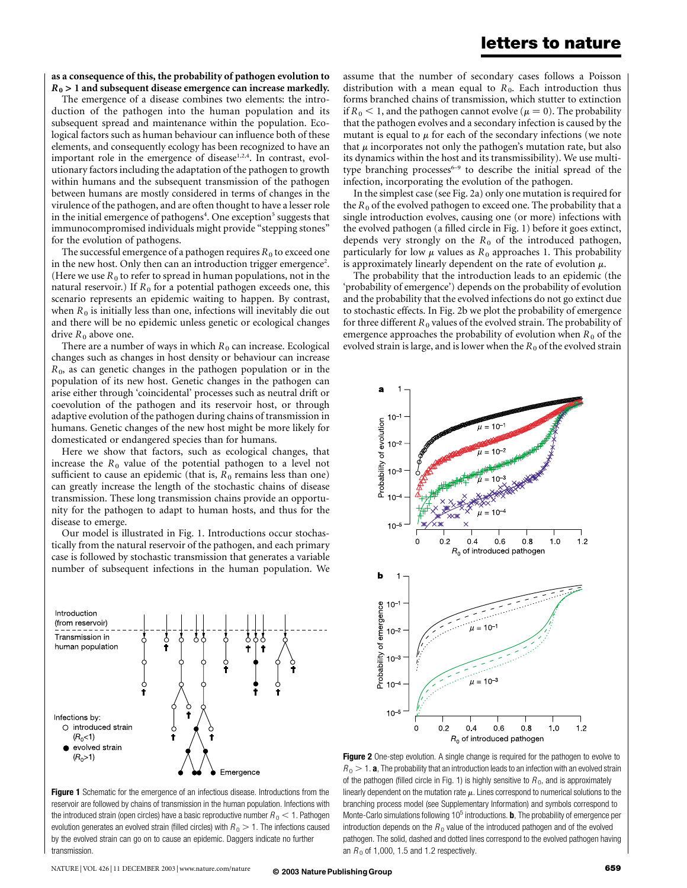**as a consequence of this, the probability of pathogen evolution to $R_0 > 1$ and subsequent disease emergence can increase markedly.**

The emergence of a disease combines two elements: the introduction of the pathogen into the human population and its subsequent spread and maintenance within the population. Ecological factors such as human behaviour can influence both of these elements, and consequently ecology has been recognized to have an important role in the emergence of disease[1,2,4]. In contrast, evolutionary factors including the adaptation of the pathogen to growth within humans and the subsequent transmission of the pathogen between humans are mostly considered in terms of changes in the virulence of the pathogen, and are often thought to have a lesser role in the initial emergence of pathogens[4]. One exception[5] suggests that immunocompromised individuals might provide "stepping stones" for the evolution of pathogens.

The successful emergence of a pathogen requires $R_0$ to exceed one in the new host. Only then can an introduction trigger emergence[2]. (Here we use $R_0$ to refer to spread in human populations, not in the natural reservoir.) If $R_0$ for a potential pathogen exceeds one, this scenario represents an epidemic waiting to happen. By contrast, when $R_0$ is initially less than one, infections will inevitably die out and there will be no epidemic unless genetic or ecological changes drive $R_0$ above one.

There are a number of ways in which $R_0$ can increase. Ecological changes such as changes in host density or behaviour can increase $R_0$, as can genetic changes in the pathogen population or in the population of its new host. Genetic changes in the pathogen can arise either through 'coincidental' processes such as neutral drift or coevolution of the pathogen and its reservoir host, or through adaptive evolution of the pathogen during chains of transmission in humans. Genetic changes of the new host might be more likely for domesticated or endangered species than for humans.

Here we show that factors, such as ecological changes, that increase the $R_0$ value of the potential pathogen to a level not sufficient to cause an epidemic (that is, $R_0$ remains less than one) can greatly increase the length of the stochastic chains of disease transmission. These long transmission chains provide an opportunity for the pathogen to adapt to human hosts, and thus for the disease to emerge.

Our model is illustrated in Fig. 1. Introductions occur stochastically from the natural reservoir of the pathogen, and each primary case is followed by stochastic transmission that generates a variable number of subsequent infections in the human population. We assume that the number of secondary cases follows a Poisson distribution with a mean equal to $R_0$. Each introduction thus forms branched chains of transmission, which stutter to extinction if $R_0 < 1$, and the pathogen cannot evolve ($\mu = 0$). The probability that the pathogen evolves and a secondary infection is caused by the mutant is equal to $\mu$ for each of the secondary infections (we note that $\mu$ incorporates not only the pathogen's mutation rate, but also its dynamics within the host and its transmissibility). We use multitype branching processes[6–9] to describe the initial spread of the infection, incorporating the evolution of the pathogen.

In the simplest case (see Fig. 2a) only one mutation is required for the $R_0$ of the evolved pathogen to exceed one. The probability that a single introduction evolves, causing one (or more) infections with the evolved pathogen (a filled circle in Fig. 1) before it goes extinct, depends very strongly on the $R_0$ of the introduced pathogen, particularly for low $\mu$ values as $R_0$ approaches 1. This probability is approximately linearly dependent on the rate of evolution $\mu$.

The probability that the introduction leads to an epidemic (the 'probability of emergence') depends on the probability of evolution and the probability that the evolved infections do not go extinct due to stochastic effects. In Fig. 2b we plot the probability of emergence for three different $R_0$ values of the evolved strain. The probability of emergence approaches the probability of evolution when $R_0$ of the evolved strain is large, and is lower when the $R_0$ of the evolved strain

**Figure 1** Schematic for the emergence of an infectious disease. Introductions from the reservoir are followed by chains of transmission in the human population. Infections with the introduced strain (open circles) have a basic reproductive number $R_0 < 1$. Pathogen evolution generates an evolved strain (filled circles) with $R_0 > 1$. The infections caused by the evolved strain can go on to cause an epidemic. Daggers indicate no further transmission.

**Figure 2** One-step evolution. A single change is required for the pathogen to evolve to $R_0 > 1$. **a**, The probability that an introduction leads to an infection with an evolved strain of the pathogen (filled circle in Fig. 1) is highly sensitive to $R_0$, and is approximately linearly dependent on the mutation rate $\mu$. Lines correspond to numerical solutions to the branching process model (see Supplementary Information) and symbols correspond to Monte-Carlo simulations following $10^5$ introductions. **b**, The probability of emergence per introduction depends on the $R_0$ value of the introduced pathogen and of the evolved pathogen. The solid, dashed and dotted lines correspond to the evolved pathogen having an $R_0$ of 1,000, 1.5 and 1.2 respectively.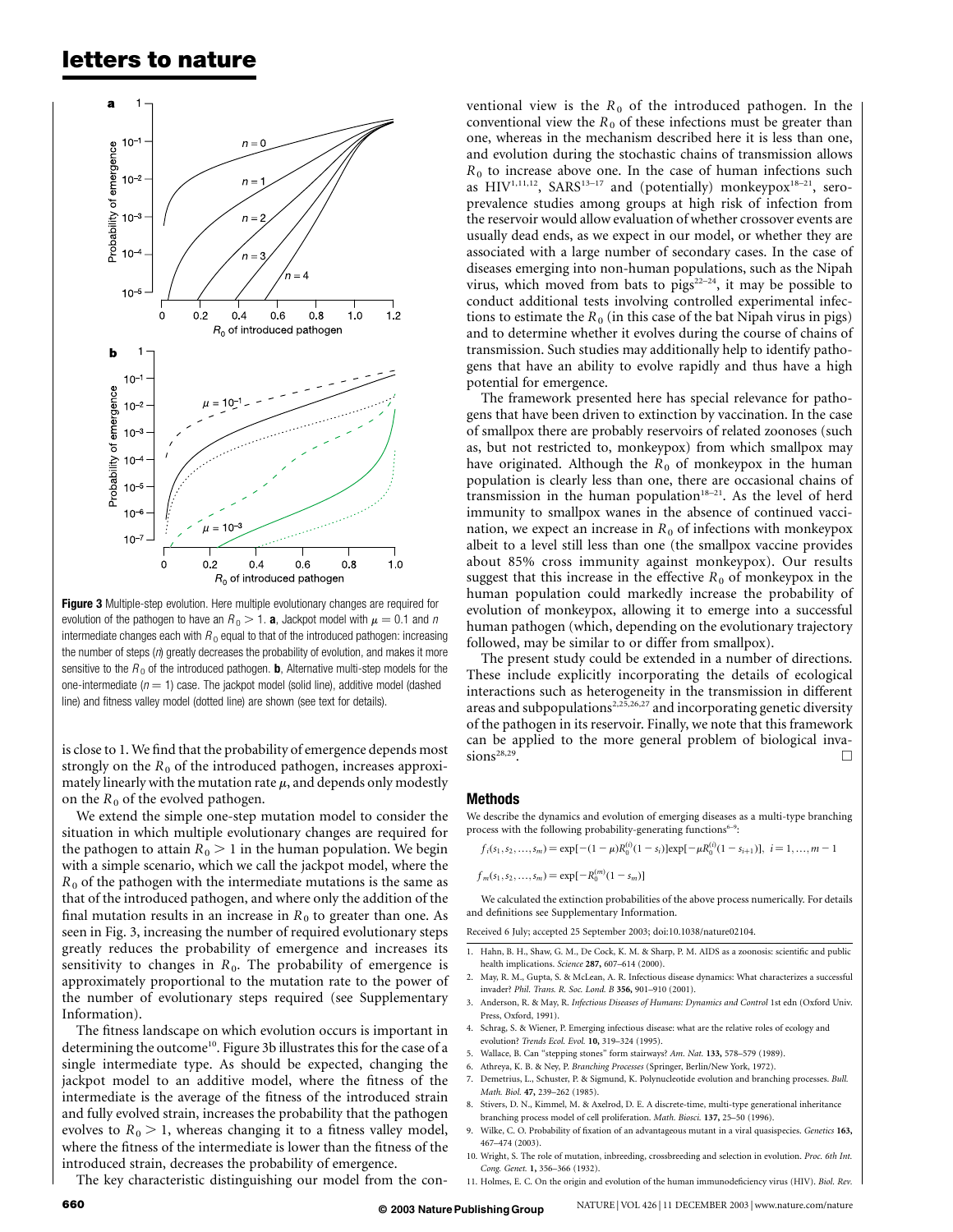**Figure 3** Multiple-step evolution. Here multiple evolutionary changes are required for evolution of the pathogen to have an $R_0 > 1$. **a**, Jackpot model with $\mu = 0.1$ and $n$ intermediate changes each with $R_0$ equal to that of the introduced pathogen: increasing the number of steps ($n$) greatly decreases the probability of evolution, and makes it more sensitive to the $R_0$ of the introduced pathogen. **b**, Alternative multi-step models for the one-intermediate ($n = 1$) case. The jackpot model (solid line), additive model (dashed line) and fitness valley model (dotted line) are shown (see text for details).

is close to 1. We find that the probability of emergence depends most strongly on the $R_0$ of the introduced pathogen, increases approximately linearly with the mutation rate $\mu$, and depends only modestly on the $R_0$ of the evolved pathogen.

We extend the simple one-step mutation model to consider the situation in which multiple evolutionary changes are required for the pathogen to attain $R_0 > 1$ in the human population. We begin with a simple scenario, which we call the jackpot model, where the $R_0$ of the pathogen with the intermediate mutations is the same as that of the introduced pathogen, and where only the addition of the final mutation results in an increase in $R_0$ to greater than one. As seen in Fig. 3, increasing the number of required evolutionary steps greatly reduces the probability of emergence and increases its sensitivity to changes in $R_0$. The probability of emergence is approximately proportional to the mutation rate to the power of the number of evolutionary steps required (see Supplementary Information).

The fitness landscape on which evolution occurs is important in determining the outcome[10]. Figure 3b illustrates this for the case of a single intermediate type. As should be expected, changing the jackpot model to an additive model, where the fitness of the intermediate is the average of the fitness of the introduced strain and fully evolved strain, increases the probability that the pathogen evolves to $R_0 > 1$, whereas changing it to a fitness valley model, where the fitness of the intermediate is lower than the fitness of the introduced strain, decreases the probability of emergence.

The key characteristic distinguishing our model from the conventional view is the $R_0$ of the introduced pathogen. In the conventional view the $R_0$ of these infections must be greater than one, whereas in the mechanism described here it is less than one, and evolution during the stochastic chains of transmission allows $R_0$ to increase above one. In the case of human infections such as HIV[1,11,12], SARS[13–17] and (potentially) monkeypox[18–21], seroprevalence studies among groups at high risk of infection from the reservoir would allow evaluation of whether crossover events are usually dead ends, as we expect in our model, or whether they are associated with a large number of secondary cases. In the case of diseases emerging into non-human populations, such as the Nipah virus, which moved from bats to pigs[22–24], it may be possible to conduct additional tests involving controlled experimental infections to estimate the $R_0$ (in this case of the bat Nipah virus in pigs) and to determine whether it evolves during the course of chains of transmission. Such studies may additionally help to identify pathogens that have an ability to evolve rapidly and thus have a high potential for emergence.

The framework presented here has special relevance for pathogens that have been driven to extinction by vaccination. In the case of smallpox there are probably reservoirs of related zoonoses (such as, but not restricted to, monkeypox) from which smallpox may have originated. Although the $R_0$ of monkeypox in the human population is clearly less than one, there are occasional chains of transmission in the human population[18–21]. As the level of herd immunity to smallpox wanes in the absence of continued vaccination, we expect an increase in $R_0$ of infections with monkeypox albeit to a level still less than one (the smallpox vaccine provides about 85% cross immunity against monkeypox). Our results suggest that this increase in the effective $R_0$ of monkeypox in the human population could markedly increase the probability of evolution of monkeypox, allowing it to emerge into a successful human pathogen (which, depending on the evolutionary trajectory followed, may be similar to or differ from smallpox).

The present study could be extended in a number of directions. These include explicitly incorporating the details of ecological interactions such as heterogeneity in the transmission in different areas and subpopulations[2,25,26,27] and incorporating genetic diversity of the pathogen in its reservoir. Finally, we note that this framework can be applied to the more general problem of biological invasions[28,29]. □

## Methods

We describe the dynamics and evolution of emerging diseases as a multi-type branching process with the following probability-generating functions[6–9]:

$$f_i(s_1, s_2, \ldots, s_m) = \exp[-(1-\mu)R_0^{(i)}(1-s_i)]\exp[-\mu R_0^{(i)}(1-s_{i+1})], \; i = 1, \ldots, m-1$$

$$f_m(s_1, s_2, \ldots, s_m) = \exp[-R_0^{(m)}(1-s_m)]$$

We calculated the extinction probabilities of the above process numerically. For details and definitions see Supplementary Information.

Received 6 July; accepted 25 September 2003; doi:10.1038/nature02104.

1. Hahn, B. H., Shaw, G. M., De Cock, K. M. & Sharp, P. M. AIDS as a zoonosis: scientific and public health implications. *Science* **287,** 607–614 (2000).
2. May, R. M., Gupta, S. & McLean, A. R. Infectious disease dynamics: What characterizes a successful invader? *Phil. Trans. R. Soc. Lond. B* **356,** 901–910 (2001).
3. Anderson, R. & May, R. *Infectious Diseases of Humans: Dynamics and Control* 1st edn (Oxford Univ. Press, Oxford, 1991).
4. Schrag, S. & Wiener, P. Emerging infectious disease: what are the relative roles of ecology and evolution? *Trends Ecol. Evol.* **10,** 319–324 (1995).
5. Wallace, B. Can "stepping stones" form stairways? *Am. Nat.* **133,** 578–579 (1989).
6. Athreya, K. B. & Ney, P. *Branching Processes* (Springer, Berlin/New York, 1972).
7. Demetrius, L., Schuster, P. & Sigmund, K. Polynucleotide evolution and branching processes. *Bull. Math. Biol.* **47,** 239–262 (1985).
8. Stivers, D. N., Kimmel, M. & Axelrod, D. E. A discrete-time, multi-type generational inheritance branching process model of cell proliferation. *Math. Biosci.* **137,** 25–50 (1996).
9. Wilke, C. O. Probability of fixation of an advantageous mutant in a viral quasispecies. *Genetics* **163,** 467–474 (2003).
10. Wright, S. The role of mutation, inbreeding, crossbreeding and selection in evolution. *Proc. 6th Int. Cong. Genet.* **1,** 356–366 (1932).
11. Holmes, E. C. On the origin and evolution of the human immunodeficiency virus (HIV). *Biol. Rev.*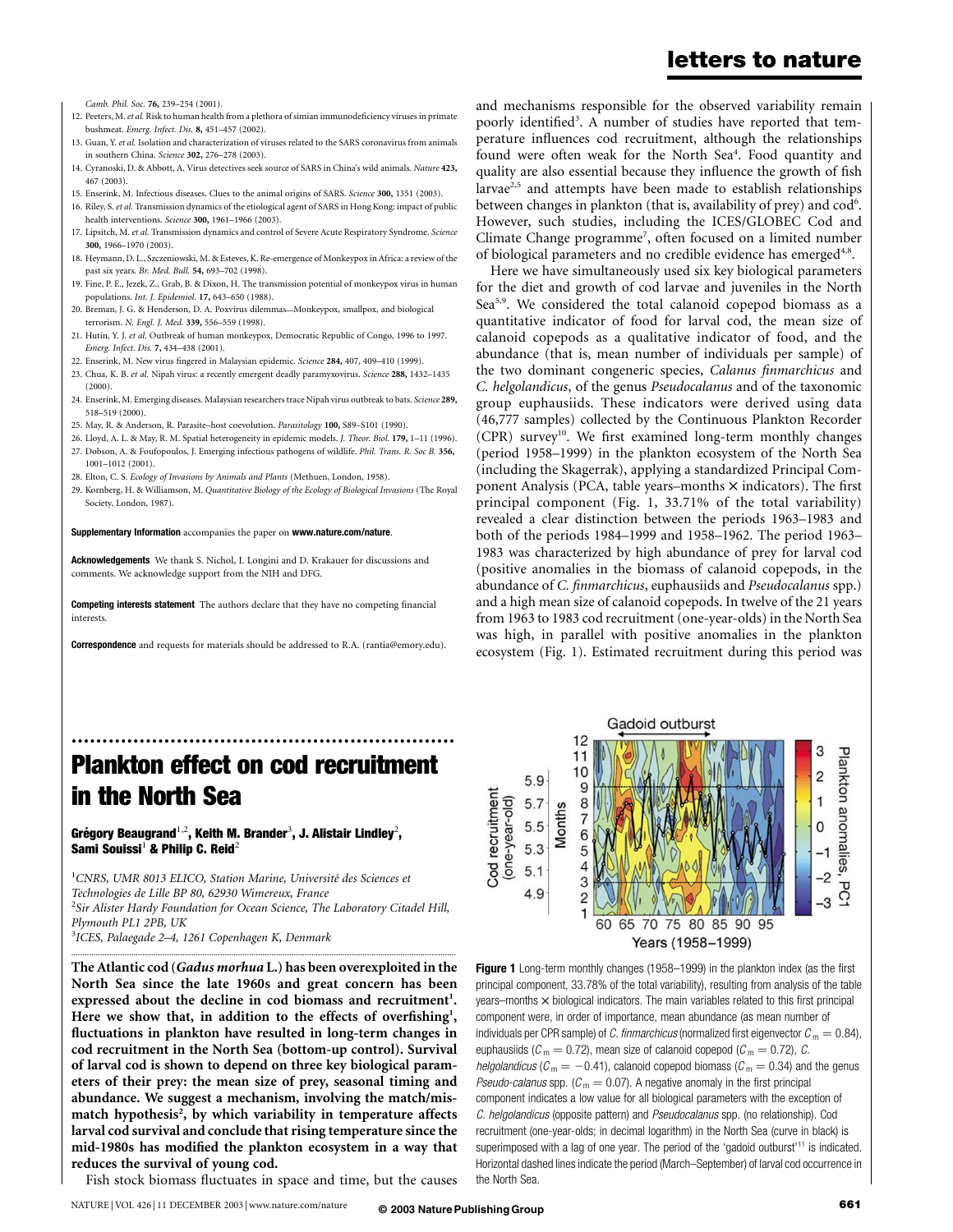Camb. Phil. Soc. **76,** 239–254 (2001).

12. Peeters, M. *et al.* Risk to human health from a plethora of simian immunodeficiency viruses in primate bushmeat. *Emerg. Infect. Dis.* **8,** 451–457 (2002).
13. Guan, Y. *et al.* Isolation and characterization of viruses related to the SARS coronavirus from animals in southern China. *Science* **302,** 276–278 (2003).
14. Cyranoski, D. & Abbott, A. Virus detectives seek source of SARS in China's wild animals. *Nature* **423,** 467 (2003).
15. Enserink, M. Infectious diseases. Clues to the animal origins of SARS. *Science* **300,** 1351 (2003).
16. Riley, S. *et al.* Transmission dynamics of the etiological agent of SARS in Hong Kong: impact of public health interventions. *Science* **300,** 1961–1966 (2003).
17. Lipsitch, M. *et al.* Transmission dynamics and control of Severe Acute Respiratory Syndrome. *Science* **300,** 1966–1970 (2003).
18. Heymann, D. L., Szczeniowski, M. & Esteves, K. Re-emergence of Monkeypox in Africa: a review of the past six years. *Br. Med. Bull.* **54,** 693–702 (1998).
19. Fine, P. E., Jezek, Z., Grab, B. & Dixon, H. The transmission potential of monkeypox virus in human populations. *Int. J. Epidemiol.* **17,** 643–650 (1988).
20. Breman, J. G. & Henderson, D. A. Poxvirus dilemmas—Monkeypox, smallpox, and biological terrorism. *N. Engl. J. Med.* **339,** 556–559 (1998).
21. Hutin, Y. J. *et al.* Outbreak of human monkeypox, Democratic Republic of Congo, 1996 to 1997. *Emerg. Infect. Dis.* **7,** 434–438 (2001).
22. Enserink, M. New virus fingered in Malaysian epidemic. *Science* **284,** 407, 409–410 (1999).
23. Chua, K. B. *et al.* Nipah virus: a recently emergent deadly paramyxovirus. *Science* **288,** 1432–1435 (2000).
24. Enserink, M. Emerging diseases. Malaysian researchers trace Nipah virus outbreak to bats. *Science* **289,** 518–519 (2000).
25. May, R. & Anderson, R. Parasite–host coevolution. *Parasitology* **100,** S89–S101 (1990).
26. Lloyd, A. L. & May, R. M. Spatial heterogeneity in epidemic models. *J. Theor. Biol.* **179,** 1–11 (1996).
27. Dobson, A. & Foufopoulos, J. Emerging infectious pathogens of wildlife. *Phil. Trans. R. Soc B* **356,** 1001–1012 (2001).
28. Elton, C. S. *Ecology of Invasions by Animals and Plants* (Methuen, London, 1958).
29. Kornberg, H. & Williamson, M. *Quantitative Biology of the Ecology of Biological Invasions* (The Royal Society, London, 1987).

**Supplementary Information** accompanies the paper on **www.nature.com/nature**.

**Acknowledgements** We thank S. Nichol, I. Longini and D. Krakauer for discussions and comments. We acknowledge support from the NIH and DFG.

**Competing interests statement** The authors declare that they have no competing financial interests.

**Correspondence** and requests for materials should be addressed to R.A. (rantia@emory.edu).

# Plankton effect on cod recruitment in the North Sea

**Grégory Beaugrand[1,2], Keith M. Brander[3], J. Alistair Lindley[2], Sami Souissi[1] & Philip C. Reid[2]**

[1]CNRS, UMR 8013 ELICO, Station Marine, Université des Sciences et Technologies de Lille BP 80, 62930 Wimereux, France
[2]Sir Alister Hardy Foundation for Ocean Science, The Laboratory Citadel Hill, Plymouth PL1 2PB, UK
[3]ICES, Palaegade 2–4, 1261 Copenhagen K, Denmark

**The Atlantic cod (*Gadus morhua* L.) has been overexploited in the North Sea since the late 1960s and great concern has been expressed about the decline in cod biomass and recruitment[1]. Here we show that, in addition to the effects of overfishing[1], fluctuations in plankton have resulted in long-term changes in cod recruitment in the North Sea (bottom-up control). Survival of larval cod is shown to depend on three key biological parameters of their prey: the mean size of prey, seasonal timing and abundance. We suggest a mechanism, involving the match/mismatch hypothesis[2], by which variability in temperature affects larval cod survival and conclude that rising temperature since the mid-1980s has modified the plankton ecosystem in a way that reduces the survival of young cod.**

Fish stock biomass fluctuates in space and time, but the causes and mechanisms responsible for the observed variability remain poorly identified[3]. A number of studies have reported that temperature influences cod recruitment, although the relationships found were often weak for the North Sea[4]. Food quantity and quality are also essential because they influence the growth of fish larvae[2,5] and attempts have been made to establish relationships between changes in plankton (that is, availability of prey) and cod[6]. However, such studies, including the ICES/GLOBEC Cod and Climate Change programme[7], often focused on a limited number of biological parameters and no credible evidence has emerged[4,8].

Here we have simultaneously used six key biological parameters for the diet and growth of cod larvae and juveniles in the North Sea[5,9]. We considered the total calanoid copepod biomass as a quantitative indicator of food for larval cod, the mean size of calanoid copepods as a qualitative indicator of food, and the abundance (that is, mean number of individuals per sample) of the two dominant congeneric species, *Calanus finmarchicus* and *C. helgolandicus*, of the genus *Pseudocalanus* and of the taxonomic group euphausiids. These indicators were derived using data (46,777 samples) collected by the Continuous Plankton Recorder (CPR) survey[10]. We first examined long-term monthly changes (period 1958–1999) in the plankton ecosystem of the North Sea (including the Skagerrak), applying a standardized Principal Component Analysis (PCA, table years–months × indicators). The first principal component (Fig. 1, 33.71% of the total variability) revealed a clear distinction between the periods 1963–1983 and both of the periods 1984–1999 and 1958–1962. The period 1963–1983 was characterized by high abundance of prey for larval cod (positive anomalies in the biomass of calanoid copepods, in the abundance of *C. finmarchicus*, euphausiids and *Pseudocalanus* spp.) and a high mean size of calanoid copepods. In twelve of the 21 years from 1963 to 1983 cod recruitment (one-year-olds) in the North Sea was high, in parallel with positive anomalies in the plankton ecosystem (Fig. 1). Estimated recruitment during this period was

Gadoid outburst
Cod recruitment (one-year-old)
5.9
5.7
5.5
5.3
5.1
4.9
Months
12
11
10
9
8
7
6
5
4
3
2
1
60 65 70 75 80 85 90 95
Years (1958–1999)
3
2
1
0
−1
−2
−3
Plankton anomalies, PC1

**Figure 1** Long-term monthly changes (1958–1999) in the plankton index (as the first principal component, 33.78% of the total variability), resulting from analysis of the table years–months × biological indicators. The main variables related to this first principal component were, in order of importance, mean abundance (as mean number of individuals per CPR sample) of *C. finmarchicus* (normalized first eigenvector $C_m = 0.84$), euphausiids ($C_m = 0.72$), mean size of calanoid copepod ($C_m = 0.72$), *C. helgolandicus* ($C_m = -0.41$), calanoid copepod biomass ($C_m = 0.34$) and the genus *Pseudo-calanus* spp. ($C_m = 0.07$). A negative anomaly in the first principal component indicates a low value for all biological parameters with the exception of *C. helgolandicus* (opposite pattern) and *Pseudocalanus* spp. (no relationship). Cod recruitment (one-year-olds; in decimal logarithm) in the North Sea (curve in black) is superimposed with a lag of one year. The period of the 'gadoid outburst'[11] is indicated. Horizontal dashed lines indicate the period (March–September) of larval cod occurrence in the North Sea.